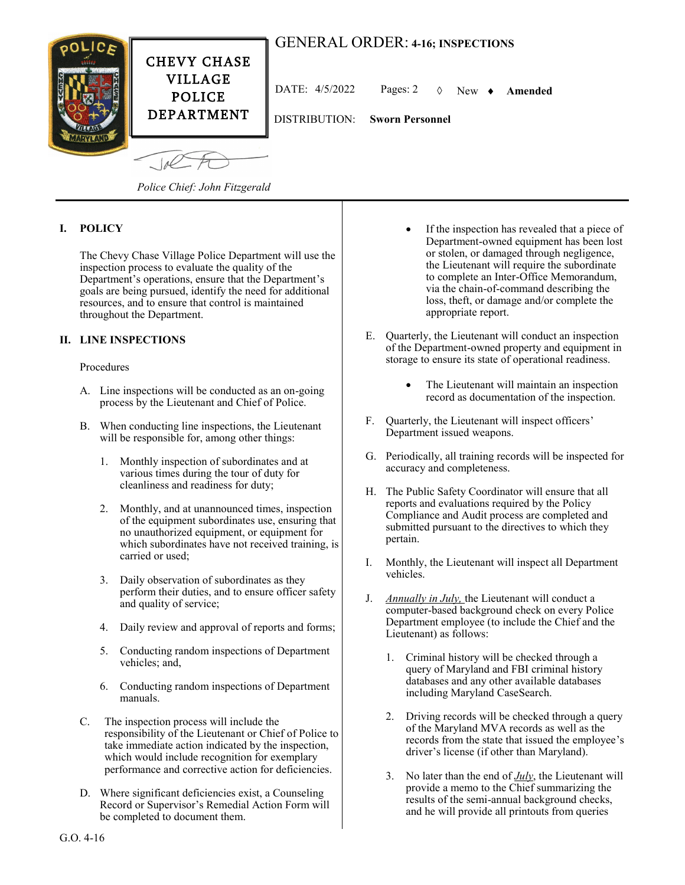# GENERAL ORDER: 4-16; INSPECTIONS

**CHEVY CHASE VILLAGE POLICE DEPARTMENT**

DATE: 4/5/2022 Pages: 2 ◊ New ♦ **Amended**

DISTRIBUTION: **Sworn Personnel**

*Police Chief: John Fitzgerald*

## I. POLICY

The Chevy Chase Village Police Department will use the inspection process to evaluate the quality of the Department's operations, ensure that the Department's goals are being pursued, identify the need for additional resources, and to ensure that control is maintained throughout the Department.

## II. LINE INSPECTIONS

Procedures

A. Line inspections will be conducted as an on-going process by the Lieutenant and Chief of Police.

B. When conducting line inspections, the Lieutenant will be responsible for, among other things:

1. Monthly inspection of subordinates and at various times during the tour of duty for cleanliness and readiness for duty;

2. Monthly, and at unannounced times, inspection of the equipment subordinates use, ensuring that no unauthorized equipment, or equipment for which subordinates have not received training, is carried or used;

3. Daily observation of subordinates as they perform their duties, and to ensure officer safety and quality of service;

4. Daily review and approval of reports and forms;

5. Conducting random inspections of Department vehicles; and,

6. Conducting random inspections of Department manuals.

C. The inspection process will include the responsibility of the Lieutenant or Chief of Police to take immediate action indicated by the inspection, which would include recognition for exemplary performance and corrective action for deficiencies.

D. Where significant deficiencies exist, a Counseling Record or Supervisor's Remedial Action Form will be completed to document them.

- If the inspection has revealed that a piece of Department-owned equipment has been lost or stolen, or damaged through negligence, the Lieutenant will require the subordinate to complete an Inter-Office Memorandum, via the chain-of-command describing the loss, theft, or damage and/or complete the appropriate report.

E. Quarterly, the Lieutenant will conduct an inspection of the Department-owned property and equipment in storage to ensure its state of operational readiness.

- The Lieutenant will maintain an inspection record as documentation of the inspection.

F. Quarterly, the Lieutenant will inspect officers' Department issued weapons.

G. Periodically, all training records will be inspected for accuracy and completeness.

H. The Public Safety Coordinator will ensure that all reports and evaluations required by the Policy Compliance and Audit process are completed and submitted pursuant to the directives to which they pertain.

I. Monthly, the Lieutenant will inspect all Department vehicles.

J. *Annually in July,* the Lieutenant will conduct a computer-based background check on every Police Department employee (to include the Chief and the Lieutenant) as follows:

1. Criminal history will be checked through a query of Maryland and FBI criminal history databases and any other available databases including Maryland CaseSearch.

2. Driving records will be checked through a query of the Maryland MVA records as well as the records from the state that issued the employee's driver's license (if other than Maryland).

3. No later than the end of *July*, the Lieutenant will provide a memo to the Chief summarizing the results of the semi-annual background checks, and he will provide all printouts from queries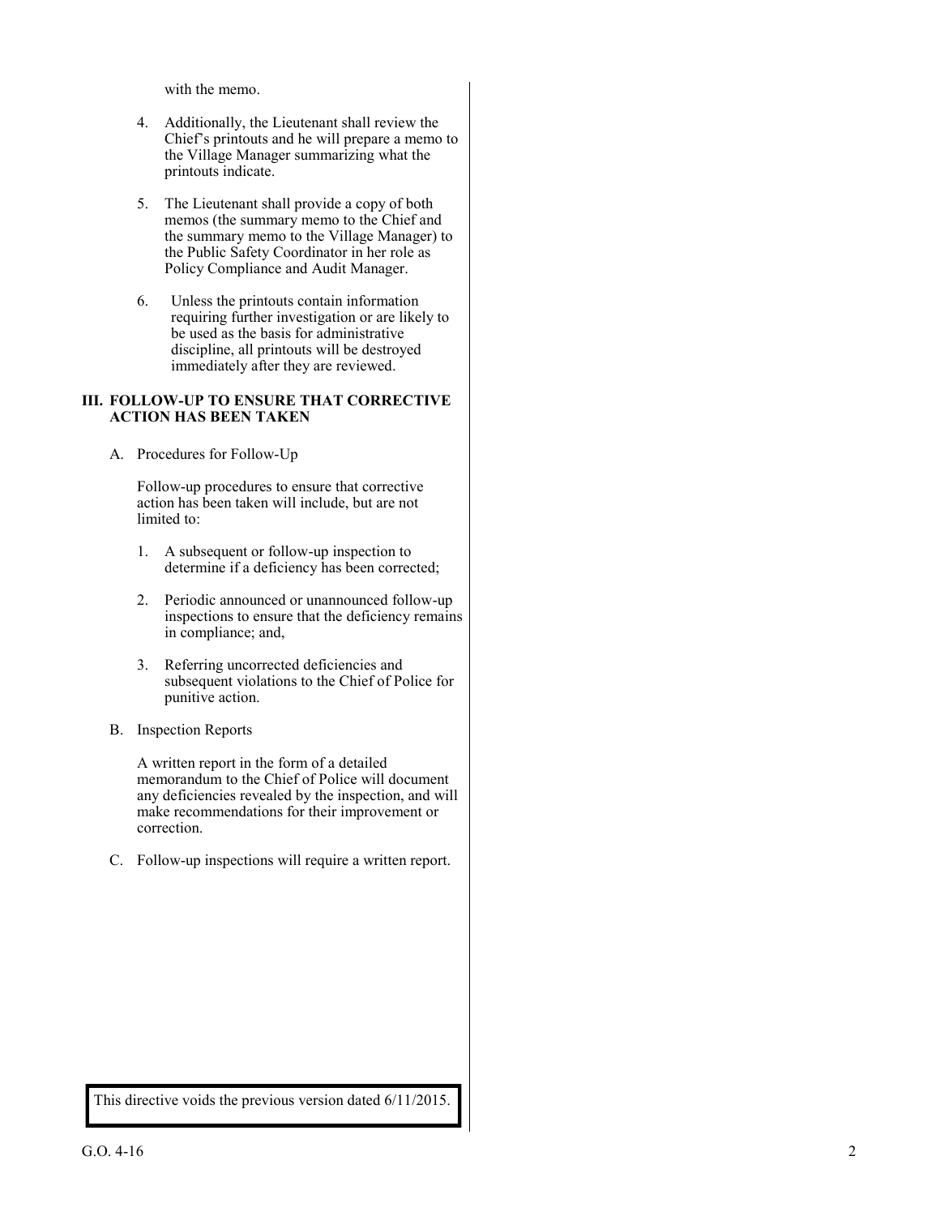with the memo.

4. Additionally, the Lieutenant shall review the Chief's printouts and he will prepare a memo to the Village Manager summarizing what the printouts indicate.

5. The Lieutenant shall provide a copy of both memos (the summary memo to the Chief and the summary memo to the Village Manager) to the Public Safety Coordinator in her role as Policy Compliance and Audit Manager.

6. Unless the printouts contain information requiring further investigation or are likely to be used as the basis for administrative discipline, all printouts will be destroyed immediately after they are reviewed.

## III. FOLLOW-UP TO ENSURE THAT CORRECTIVE ACTION HAS BEEN TAKEN

A. Procedures for Follow-Up

Follow-up procedures to ensure that corrective action has been taken will include, but are not limited to:

1. A subsequent or follow-up inspection to determine if a deficiency has been corrected;

2. Periodic announced or unannounced follow-up inspections to ensure that the deficiency remains in compliance; and,

3. Referring uncorrected deficiencies and subsequent violations to the Chief of Police for punitive action.

B. Inspection Reports

A written report in the form of a detailed memorandum to the Chief of Police will document any deficiencies revealed by the inspection, and will make recommendations for their improvement or correction.

C. Follow-up inspections will require a written report.

This directive voids the previous version dated 6/11/2015.